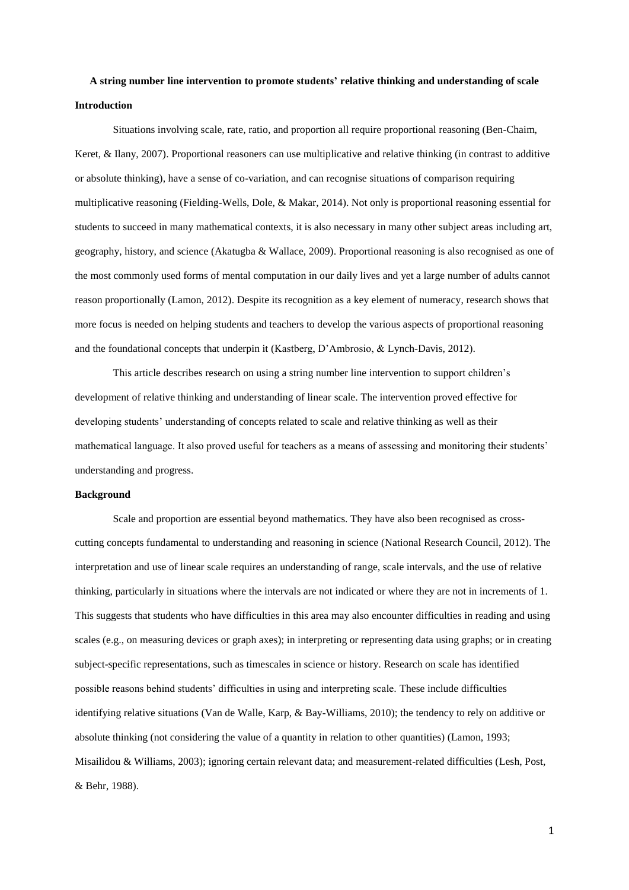# A string number line intervention to promote students' relative thinking and understanding of scale

## Introduction

Situations involving scale, rate, ratio, and proportion all require proportional reasoning (Ben-Chaim, Keret, & Ilany, 2007). Proportional reasoners can use multiplicative and relative thinking (in contrast to additive or absolute thinking), have a sense of co-variation, and can recognise situations of comparison requiring multiplicative reasoning (Fielding-Wells, Dole, & Makar, 2014). Not only is proportional reasoning essential for students to succeed in many mathematical contexts, it is also necessary in many other subject areas including art, geography, history, and science (Akatugba & Wallace, 2009). Proportional reasoning is also recognised as one of the most commonly used forms of mental computation in our daily lives and yet a large number of adults cannot reason proportionally (Lamon, 2012). Despite its recognition as a key element of numeracy, research shows that more focus is needed on helping students and teachers to develop the various aspects of proportional reasoning and the foundational concepts that underpin it (Kastberg, D'Ambrosio, & Lynch-Davis, 2012).

This article describes research on using a string number line intervention to support children's development of relative thinking and understanding of linear scale. The intervention proved effective for developing students' understanding of concepts related to scale and relative thinking as well as their mathematical language. It also proved useful for teachers as a means of assessing and monitoring their students' understanding and progress.

## Background

Scale and proportion are essential beyond mathematics. They have also been recognised as cross-cutting concepts fundamental to understanding and reasoning in science (National Research Council, 2012). The interpretation and use of linear scale requires an understanding of range, scale intervals, and the use of relative thinking, particularly in situations where the intervals are not indicated or where they are not in increments of 1. This suggests that students who have difficulties in this area may also encounter difficulties in reading and using scales (e.g., on measuring devices or graph axes); in interpreting or representing data using graphs; or in creating subject-specific representations, such as timescales in science or history. Research on scale has identified possible reasons behind students' difficulties in using and interpreting scale. These include difficulties identifying relative situations (Van de Walle, Karp, & Bay-Williams, 2010); the tendency to rely on additive or absolute thinking (not considering the value of a quantity in relation to other quantities) (Lamon, 1993; Misailidou & Williams, 2003); ignoring certain relevant data; and measurement-related difficulties (Lesh, Post, & Behr, 1988).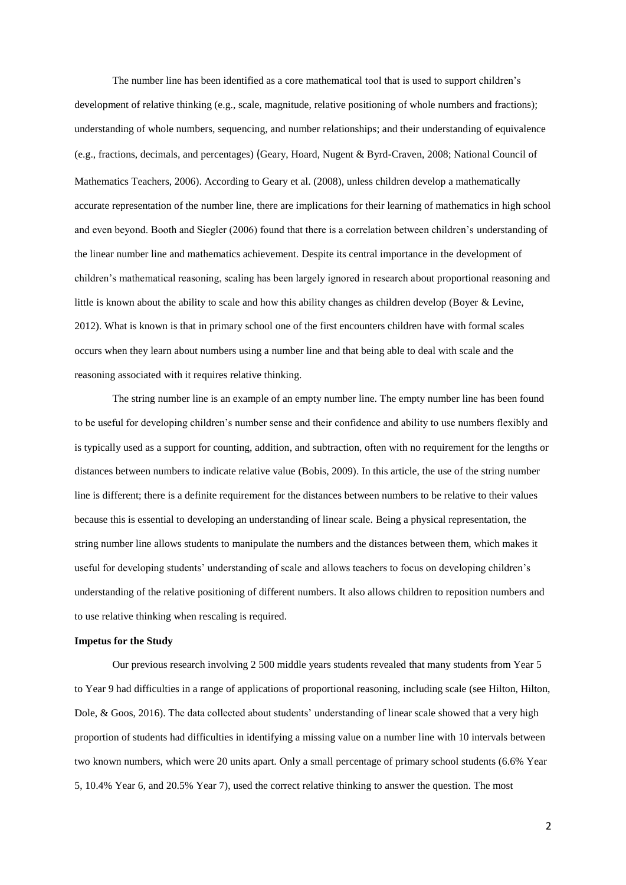The number line has been identified as a core mathematical tool that is used to support children's development of relative thinking (e.g., scale, magnitude, relative positioning of whole numbers and fractions); understanding of whole numbers, sequencing, and number relationships; and their understanding of equivalence (e.g., fractions, decimals, and percentages) (Geary, Hoard, Nugent & Byrd-Craven, 2008; National Council of Mathematics Teachers, 2006). According to Geary et al. (2008), unless children develop a mathematically accurate representation of the number line, there are implications for their learning of mathematics in high school and even beyond. Booth and Siegler (2006) found that there is a correlation between children's understanding of the linear number line and mathematics achievement. Despite its central importance in the development of children's mathematical reasoning, scaling has been largely ignored in research about proportional reasoning and little is known about the ability to scale and how this ability changes as children develop (Boyer & Levine, 2012). What is known is that in primary school one of the first encounters children have with formal scales occurs when they learn about numbers using a number line and that being able to deal with scale and the reasoning associated with it requires relative thinking.

The string number line is an example of an empty number line. The empty number line has been found to be useful for developing children's number sense and their confidence and ability to use numbers flexibly and is typically used as a support for counting, addition, and subtraction, often with no requirement for the lengths or distances between numbers to indicate relative value (Bobis, 2009). In this article, the use of the string number line is different; there is a definite requirement for the distances between numbers to be relative to their values because this is essential to developing an understanding of linear scale. Being a physical representation, the string number line allows students to manipulate the numbers and the distances between them, which makes it useful for developing students' understanding of scale and allows teachers to focus on developing children's understanding of the relative positioning of different numbers. It also allows children to reposition numbers and to use relative thinking when rescaling is required.

**Impetus for the Study**

Our previous research involving 2 500 middle years students revealed that many students from Year 5 to Year 9 had difficulties in a range of applications of proportional reasoning, including scale (see Hilton, Hilton, Dole, & Goos, 2016). The data collected about students' understanding of linear scale showed that a very high proportion of students had difficulties in identifying a missing value on a number line with 10 intervals between two known numbers, which were 20 units apart. Only a small percentage of primary school students (6.6% Year 5, 10.4% Year 6, and 20.5% Year 7), used the correct relative thinking to answer the question. The most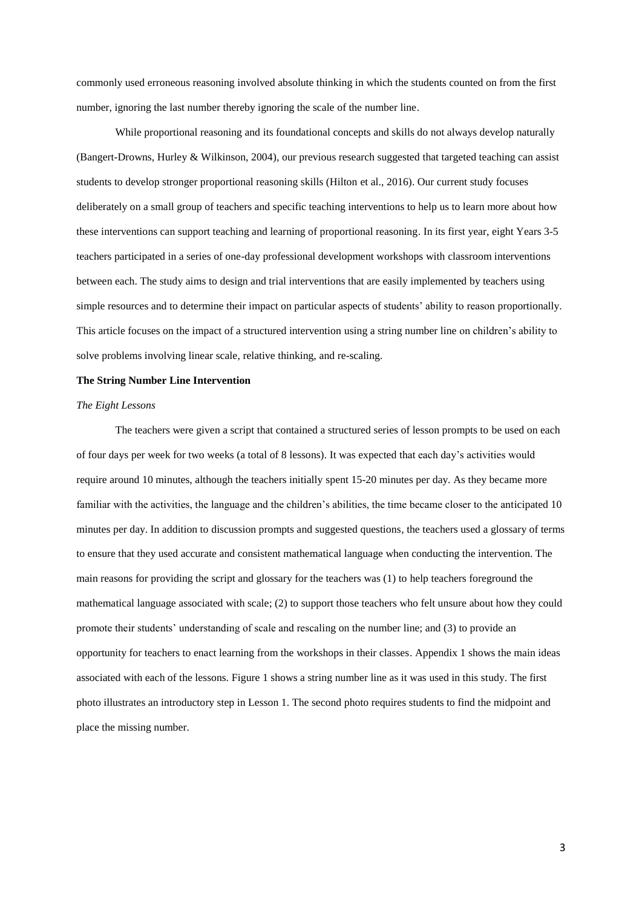commonly used erroneous reasoning involved absolute thinking in which the students counted on from the first number, ignoring the last number thereby ignoring the scale of the number line.

While proportional reasoning and its foundational concepts and skills do not always develop naturally (Bangert-Drowns, Hurley & Wilkinson, 2004), our previous research suggested that targeted teaching can assist students to develop stronger proportional reasoning skills (Hilton et al., 2016). Our current study focuses deliberately on a small group of teachers and specific teaching interventions to help us to learn more about how these interventions can support teaching and learning of proportional reasoning. In its first year, eight Years 3-5 teachers participated in a series of one-day professional development workshops with classroom interventions between each. The study aims to design and trial interventions that are easily implemented by teachers using simple resources and to determine their impact on particular aspects of students' ability to reason proportionally. This article focuses on the impact of a structured intervention using a string number line on children's ability to solve problems involving linear scale, relative thinking, and re-scaling.

**The String Number Line Intervention**

*The Eight Lessons*

The teachers were given a script that contained a structured series of lesson prompts to be used on each of four days per week for two weeks (a total of 8 lessons). It was expected that each day's activities would require around 10 minutes, although the teachers initially spent 15-20 minutes per day. As they became more familiar with the activities, the language and the children's abilities, the time became closer to the anticipated 10 minutes per day. In addition to discussion prompts and suggested questions, the teachers used a glossary of terms to ensure that they used accurate and consistent mathematical language when conducting the intervention. The main reasons for providing the script and glossary for the teachers was (1) to help teachers foreground the mathematical language associated with scale; (2) to support those teachers who felt unsure about how they could promote their students' understanding of scale and rescaling on the number line; and (3) to provide an opportunity for teachers to enact learning from the workshops in their classes. Appendix 1 shows the main ideas associated with each of the lessons. Figure 1 shows a string number line as it was used in this study. The first photo illustrates an introductory step in Lesson 1. The second photo requires students to find the midpoint and place the missing number.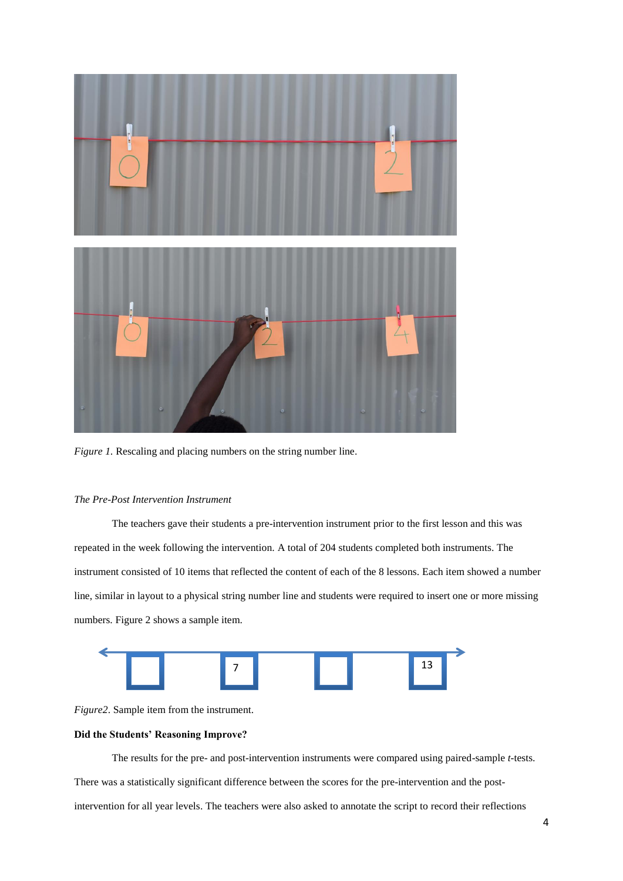*Figure 1.* Rescaling and placing numbers on the string number line.

*The Pre-Post Intervention Instrument*

The teachers gave their students a pre-intervention instrument prior to the first lesson and this was repeated in the week following the intervention. A total of 204 students completed both instruments. The instrument consisted of 10 items that reflected the content of each of the 8 lessons. Each item showed a number line, similar in layout to a physical string number line and students were required to insert one or more missing numbers. Figure 2 shows a sample item.

*Figure2*. Sample item from the instrument.

**Did the Students' Reasoning Improve?**

The results for the pre- and post-intervention instruments were compared using paired-sample *t*-tests. There was a statistically significant difference between the scores for the pre-intervention and the post-intervention for all year levels. The teachers were also asked to annotate the script to record their reflections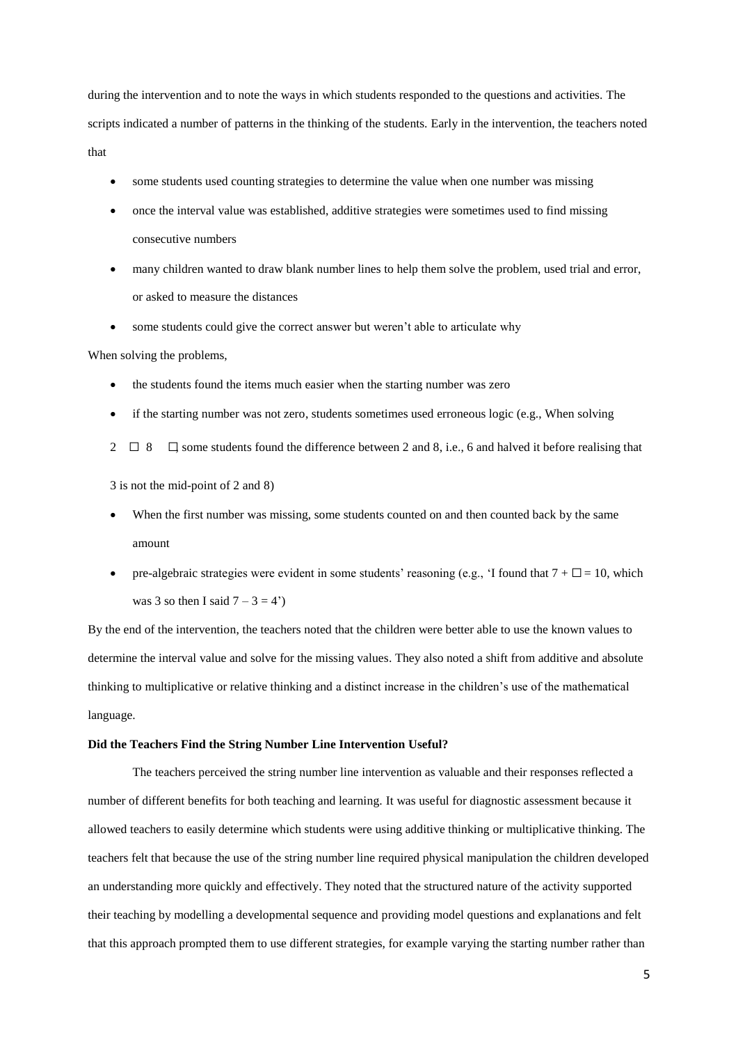during the intervention and to note the ways in which students responded to the questions and activities. The scripts indicated a number of patterns in the thinking of the students. Early in the intervention, the teachers noted that

- some students used counting strategies to determine the value when one number was missing
- once the interval value was established, additive strategies were sometimes used to find missing consecutive numbers
- many children wanted to draw blank number lines to help them solve the problem, used trial and error, or asked to measure the distances
- some students could give the correct answer but weren't able to articulate why

When solving the problems,

- the students found the items much easier when the starting number was zero
- if the starting number was not zero, students sometimes used erroneous logic (e.g., When solving 2 ☐ 8 ☐ some students found the difference between 2 and 8, i.e., 6 and halved it before realising that 3 is not the mid-point of 2 and 8)
- When the first number was missing, some students counted on and then counted back by the same amount
- pre-algebraic strategies were evident in some students' reasoning (e.g., 'I found that $7 + \square = 10$, which was 3 so then I said $7 - 3 = 4$')

By the end of the intervention, the teachers noted that the children were better able to use the known values to determine the interval value and solve for the missing values. They also noted a shift from additive and absolute thinking to multiplicative or relative thinking and a distinct increase in the children's use of the mathematical language.

**Did the Teachers Find the String Number Line Intervention Useful?**

The teachers perceived the string number line intervention as valuable and their responses reflected a number of different benefits for both teaching and learning. It was useful for diagnostic assessment because it allowed teachers to easily determine which students were using additive thinking or multiplicative thinking. The teachers felt that because the use of the string number line required physical manipulation the children developed an understanding more quickly and effectively. They noted that the structured nature of the activity supported their teaching by modelling a developmental sequence and providing model questions and explanations and felt that this approach prompted them to use different strategies, for example varying the starting number rather than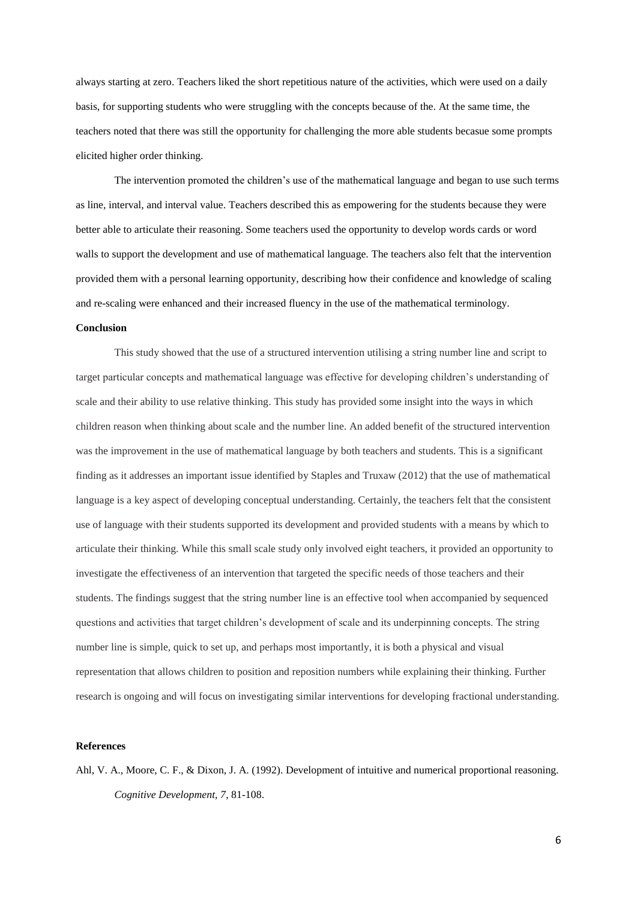always starting at zero. Teachers liked the short repetitious nature of the activities, which were used on a daily basis, for supporting students who were struggling with the concepts because of the. At the same time, the teachers noted that there was still the opportunity for challenging the more able students becasue some prompts elicited higher order thinking.

The intervention promoted the children's use of the mathematical language and began to use such terms as line, interval, and interval value. Teachers described this as empowering for the students because they were better able to articulate their reasoning. Some teachers used the opportunity to develop words cards or word walls to support the development and use of mathematical language. The teachers also felt that the intervention provided them with a personal learning opportunity, describing how their confidence and knowledge of scaling and re-scaling were enhanced and their increased fluency in the use of the mathematical terminology.

**Conclusion**

This study showed that the use of a structured intervention utilising a string number line and script to target particular concepts and mathematical language was effective for developing children's understanding of scale and their ability to use relative thinking. This study has provided some insight into the ways in which children reason when thinking about scale and the number line. An added benefit of the structured intervention was the improvement in the use of mathematical language by both teachers and students. This is a significant finding as it addresses an important issue identified by Staples and Truxaw (2012) that the use of mathematical language is a key aspect of developing conceptual understanding. Certainly, the teachers felt that the consistent use of language with their students supported its development and provided students with a means by which to articulate their thinking. While this small scale study only involved eight teachers, it provided an opportunity to investigate the effectiveness of an intervention that targeted the specific needs of those teachers and their students. The findings suggest that the string number line is an effective tool when accompanied by sequenced questions and activities that target children's development of scale and its underpinning concepts. The string number line is simple, quick to set up, and perhaps most importantly, it is both a physical and visual representation that allows children to position and reposition numbers while explaining their thinking. Further research is ongoing and will focus on investigating similar interventions for developing fractional understanding.

**References**

Ahl, V. A., Moore, C. F., & Dixon, J. A. (1992). Development of intuitive and numerical proportional reasoning. *Cognitive Development, 7*, 81-108.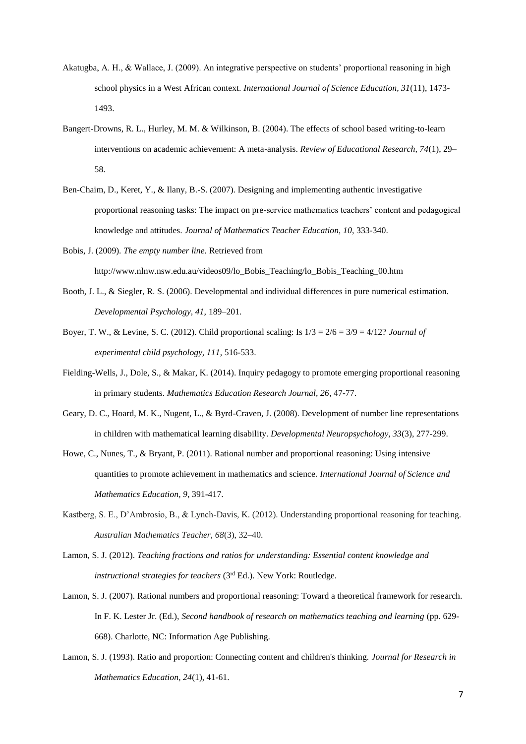Akatugba, A. H., & Wallace, J. (2009). An integrative perspective on students' proportional reasoning in high school physics in a West African context. *International Journal of Science Education, 31*(11), 1473-1493.

Bangert-Drowns, R. L., Hurley, M. M. & Wilkinson, B. (2004). The effects of school based writing-to-learn interventions on academic achievement: A meta-analysis. *Review of Educational Research, 74*(1), 29–58.

Ben-Chaim, D., Keret, Y., & Ilany, B.-S. (2007). Designing and implementing authentic investigative proportional reasoning tasks: The impact on pre-service mathematics teachers' content and pedagogical knowledge and attitudes. *Journal of Mathematics Teacher Education, 10*, 333-340.

Bobis, J. (2009). *The empty number line.* Retrieved from http://www.nlnw.nsw.edu.au/videos09/lo_Bobis_Teaching/lo_Bobis_Teaching_00.htm

Booth, J. L., & Siegler, R. S. (2006). Developmental and individual differences in pure numerical estimation. *Developmental Psychology, 41*, 189–201.

Boyer, T. W., & Levine, S. C. (2012). Child proportional scaling: Is 1/3 = 2/6 = 3/9 = 4/12? *Journal of experimental child psychology, 111*, 516-533.

Fielding-Wells, J., Dole, S., & Makar, K. (2014). Inquiry pedagogy to promote emerging proportional reasoning in primary students. *Mathematics Education Research Journal, 26*, 47-77.

Geary, D. C., Hoard, M. K., Nugent, L., & Byrd-Craven, J. (2008). Development of number line representations in children with mathematical learning disability. *Developmental Neuropsychology, 33*(3), 277-299.

Howe, C., Nunes, T., & Bryant, P. (2011). Rational number and proportional reasoning: Using intensive quantities to promote achievement in mathematics and science. *International Journal of Science and Mathematics Education, 9*, 391-417.

Kastberg, S. E., D'Ambrosio, B., & Lynch-Davis, K. (2012). Understanding proportional reasoning for teaching. *Australian Mathematics Teacher, 68*(3), 32–40.

Lamon, S. J. (2012). *Teaching fractions and ratios for understanding: Essential content knowledge and instructional strategies for teachers* (3rd Ed.). New York: Routledge.

Lamon, S. J. (2007). Rational numbers and proportional reasoning: Toward a theoretical framework for research. In F. K. Lester Jr. (Ed.), *Second handbook of research on mathematics teaching and learning* (pp. 629-668). Charlotte, NC: Information Age Publishing.

Lamon, S. J. (1993). Ratio and proportion: Connecting content and children's thinking. *Journal for Research in Mathematics Education, 24*(1), 41-61.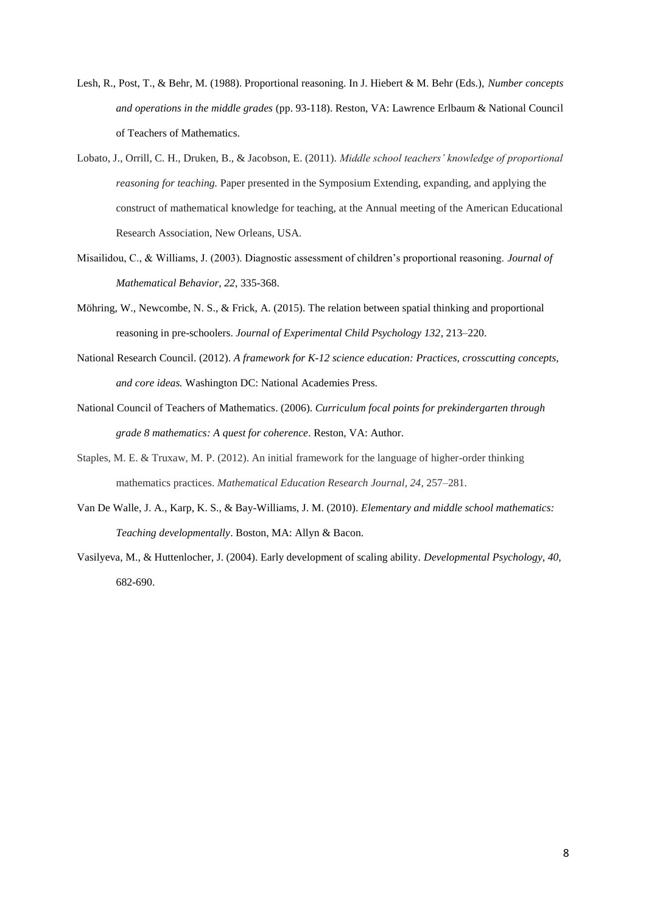Lesh, R., Post, T., & Behr, M. (1988). Proportional reasoning. In J. Hiebert & M. Behr (Eds.), *Number concepts and operations in the middle grades* (pp. 93-118). Reston, VA: Lawrence Erlbaum & National Council of Teachers of Mathematics.

Lobato, J., Orrill, C. H., Druken, B., & Jacobson, E. (2011). *Middle school teachers' knowledge of proportional reasoning for teaching.* Paper presented in the Symposium Extending, expanding, and applying the construct of mathematical knowledge for teaching, at the Annual meeting of the American Educational Research Association, New Orleans, USA.

Misailidou, C., & Williams, J. (2003). Diagnostic assessment of children's proportional reasoning. *Journal of Mathematical Behavior, 22*, 335-368.

Möhring, W., Newcombe, N. S., & Frick, A. (2015). The relation between spatial thinking and proportional reasoning in pre-schoolers. *Journal of Experimental Child Psychology 132*, 213–220.

National Research Council. (2012). *A framework for K-12 science education: Practices, crosscutting concepts, and core ideas.* Washington DC: National Academies Press.

National Council of Teachers of Mathematics. (2006). *Curriculum focal points for prekindergarten through grade 8 mathematics: A quest for coherence*. Reston, VA: Author.

Staples, M. E. & Truxaw, M. P. (2012). An initial framework for the language of higher-order thinking mathematics practices. *Mathematical Education Research Journal, 24*, 257–281.

Van De Walle, J. A., Karp, K. S., & Bay-Williams, J. M. (2010). *Elementary and middle school mathematics: Teaching developmentally*. Boston, MA: Allyn & Bacon.

Vasilyeva, M., & Huttenlocher, J. (2004). Early development of scaling ability. *Developmental Psychology, 40*, 682-690.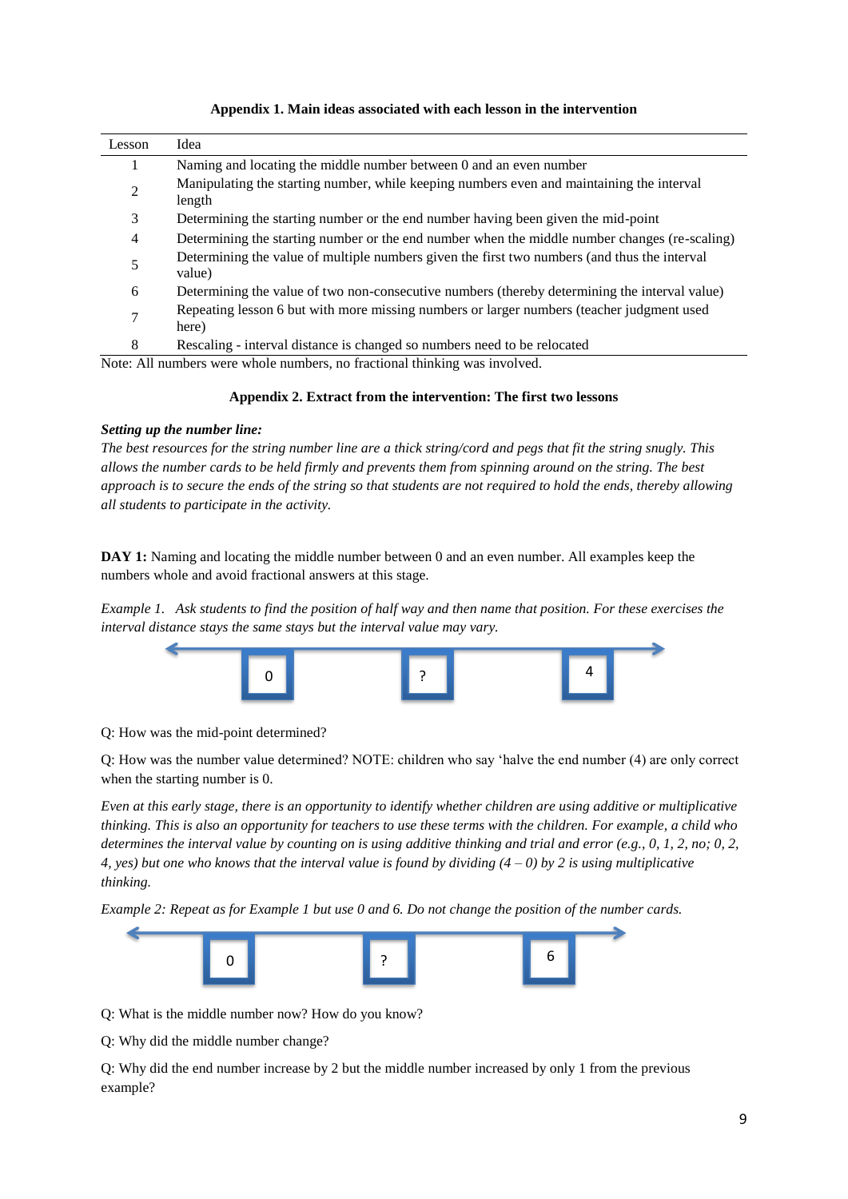**Appendix 1. Main ideas associated with each lesson in the intervention**

| Lesson | Idea |
| --- | --- |
| 1 | Naming and locating the middle number between 0 and an even number |
| 2 | Manipulating the starting number, while keeping numbers even and maintaining the interval length |
| 3 | Determining the starting number or the end number having been given the mid-point |
| 4 | Determining the starting number or the end number when the middle number changes (re-scaling) |
| 5 | Determining the value of multiple numbers given the first two numbers (and thus the interval value) |
| 6 | Determining the value of two non-consecutive numbers (thereby determining the interval value) |
| 7 | Repeating lesson 6 but with more missing numbers or larger numbers (teacher judgment used here) |
| 8 | Rescaling - interval distance is changed so numbers need to be relocated |

Note: All numbers were whole numbers, no fractional thinking was involved.

**Appendix 2. Extract from the intervention: The first two lessons**

***Setting up the number line:***

*The best resources for the string number line are a thick string/cord and pegs that fit the string snugly. This allows the number cards to be held firmly and prevents them from spinning around on the string. The best approach is to secure the ends of the string so that students are not required to hold the ends, thereby allowing all students to participate in the activity.*

**DAY 1:** Naming and locating the middle number between 0 and an even number. All examples keep the numbers whole and avoid fractional answers at this stage.

*Example 1. Ask students to find the position of half way and then name that position. For these exercises the interval distance stays the same stays but the interval value may vary.*

0 ? 4

Q: How was the mid-point determined?

Q: How was the number value determined? NOTE: children who say 'halve the end number (4) are only correct when the starting number is 0.

*Even at this early stage, there is an opportunity to identify whether children are using additive or multiplicative thinking. This is also an opportunity for teachers to use these terms with the children. For example, a child who determines the interval value by counting on is using additive thinking and trial and error (e.g., 0, 1, 2, no; 0, 2, 4, yes) but one who knows that the interval value is found by dividing (4 – 0) by 2 is using multiplicative thinking.*

*Example 2: Repeat as for Example 1 but use 0 and 6. Do not change the position of the number cards.*

0 ? 6

Q: What is the middle number now? How do you know?

Q: Why did the middle number change?

Q: Why did the end number increase by 2 but the middle number increased by only 1 from the previous example?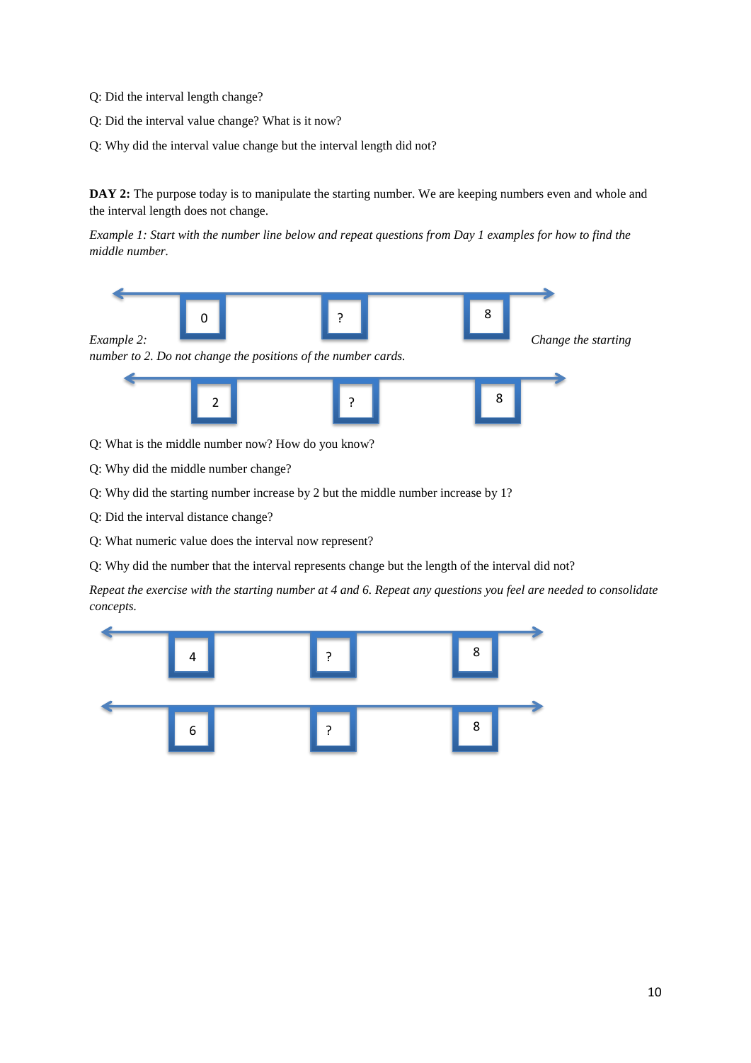Q: Did the interval length change?

Q: Did the interval value change? What is it now?

Q: Why did the interval value change but the interval length did not?

**DAY 2:** The purpose today is to manipulate the starting number. We are keeping numbers even and whole and the interval length does not change.

*Example 1: Start with the number line below and repeat questions from Day 1 examples for how to find the middle number.*

0 ? 8

*Example 2: Change the starting number to 2. Do not change the positions of the number cards.*

2 ? 8

Q: What is the middle number now? How do you know?

Q: Why did the middle number change?

Q: Why did the starting number increase by 2 but the middle number increase by 1?

Q: Did the interval distance change?

Q: What numeric value does the interval now represent?

Q: Why did the number that the interval represents change but the length of the interval did not?

*Repeat the exercise with the starting number at 4 and 6. Repeat any questions you feel are needed to consolidate concepts.*

4 ? 8

6 ? 8